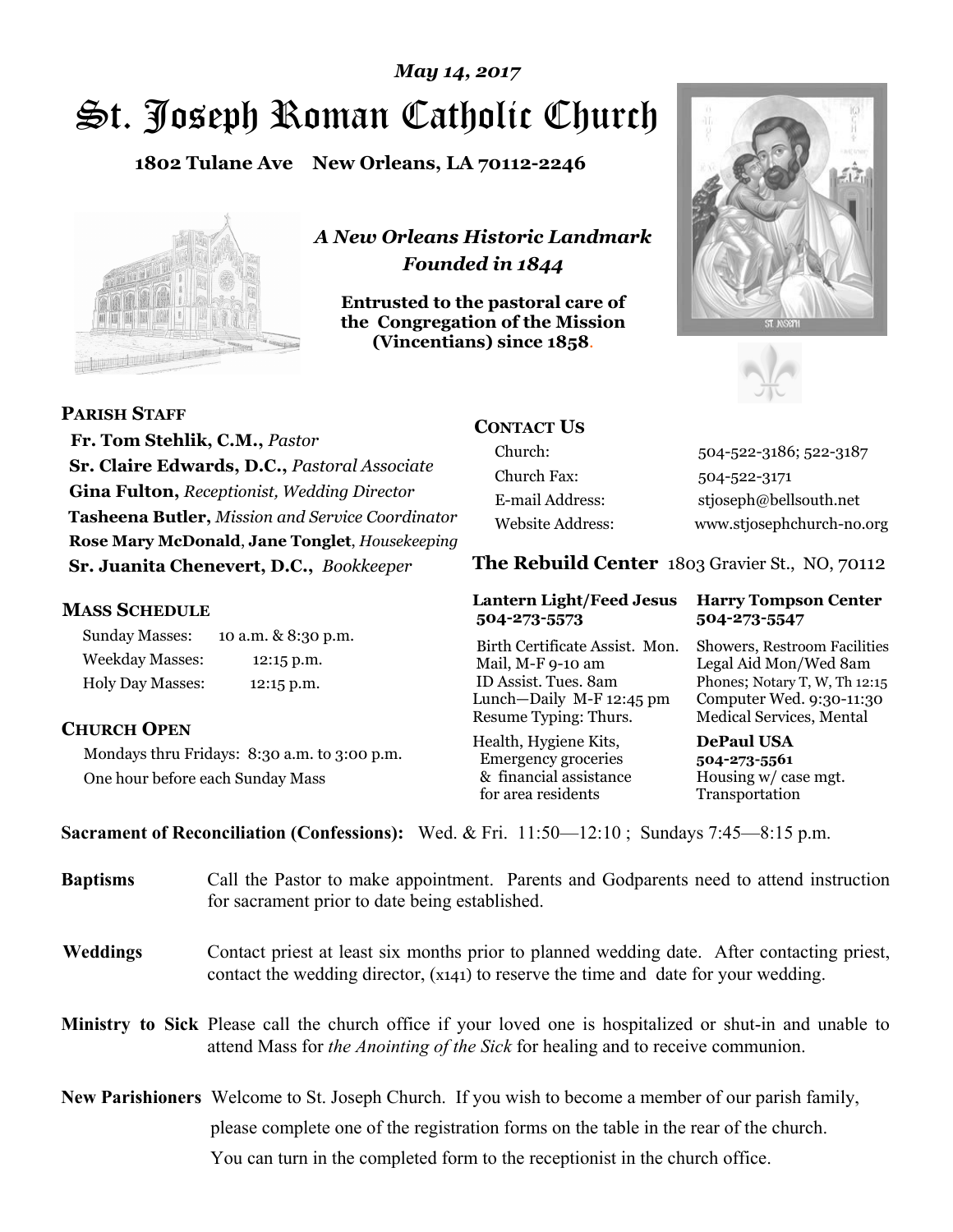*May 14, 2017*

# St. Joseph Roman Catholic Church

**1802 Tulane Ave New Orleans, LA 70112-2246**

***A New Orleans Historic Landmark***
***Founded in 1844***

**Entrusted to the pastoral care of the Congregation of the Mission (Vincentians) since 1858.**

## PARISH STAFF

**Fr. Tom Stehlik, C.M.,** *Pastor*
**Sr. Claire Edwards, D.C.,** *Pastoral Associate*
**Gina Fulton,** *Receptionist, Wedding Director*
**Tasheena Butler,** *Mission and Service Coordinator*
**Rose Mary McDonald**, **Jane Tonglet**, *Housekeeping*
**Sr. Juanita Chenevert, D.C.,** *Bookkeeper*

## MASS SCHEDULE

| | |
|---|---|
| Sunday Masses: | 10 a.m. & 8:30 p.m. |
| Weekday Masses: | 12:15 p.m. |
| Holy Day Masses: | 12:15 p.m. |

## CHURCH OPEN

Mondays thru Fridays: 8:30 a.m. to 3:00 p.m.
One hour before each Sunday Mass

## CONTACT US

| | |
|---|---|
| Church: | 504-522-3186; 522-3187 |
| Church Fax: | 504-522-3171 |
| E-mail Address: | stjoseph@bellsouth.net |
| Website Address: | www.stjosephchurch-no.org |

## The Rebuild Center 1803 Gravier St., NO, 70112

**Lantern Light/Feed Jesus 504-273-5573**
Birth Certificate Assist. Mon.
Mail, M-F 9-10 am
ID Assist. Tues. 8am
Lunch—Daily M-F 12:45 pm
Resume Typing: Thurs.
Health, Hygiene Kits, Emergency groceries & financial assistance for area residents

**Harry Tompson Center 504-273-5547**
Showers, Restroom Facilities
Legal Aid Mon/Wed 8am
Phones; Notary T, W, Th 12:15
Computer Wed. 9:30-11:30
Medical Services, Mental

**DePaul USA 504-273-5561**
Housing w/ case mgt.
Transportation

**Sacrament of Reconciliation (Confessions):** Wed. & Fri. 11:50—12:10 ; Sundays 7:45—8:15 p.m.

**Baptisms** Call the Pastor to make appointment. Parents and Godparents need to attend instruction for sacrament prior to date being established.

**Weddings** Contact priest at least six months prior to planned wedding date. After contacting priest, contact the wedding director, (x141) to reserve the time and date for your wedding.

**Ministry to Sick** Please call the church office if your loved one is hospitalized or shut-in and unable to attend Mass for *the Anointing of the Sick* for healing and to receive communion.

**New Parishioners** Welcome to St. Joseph Church. If you wish to become a member of our parish family, please complete one of the registration forms on the table in the rear of the church. You can turn in the completed form to the receptionist in the church office.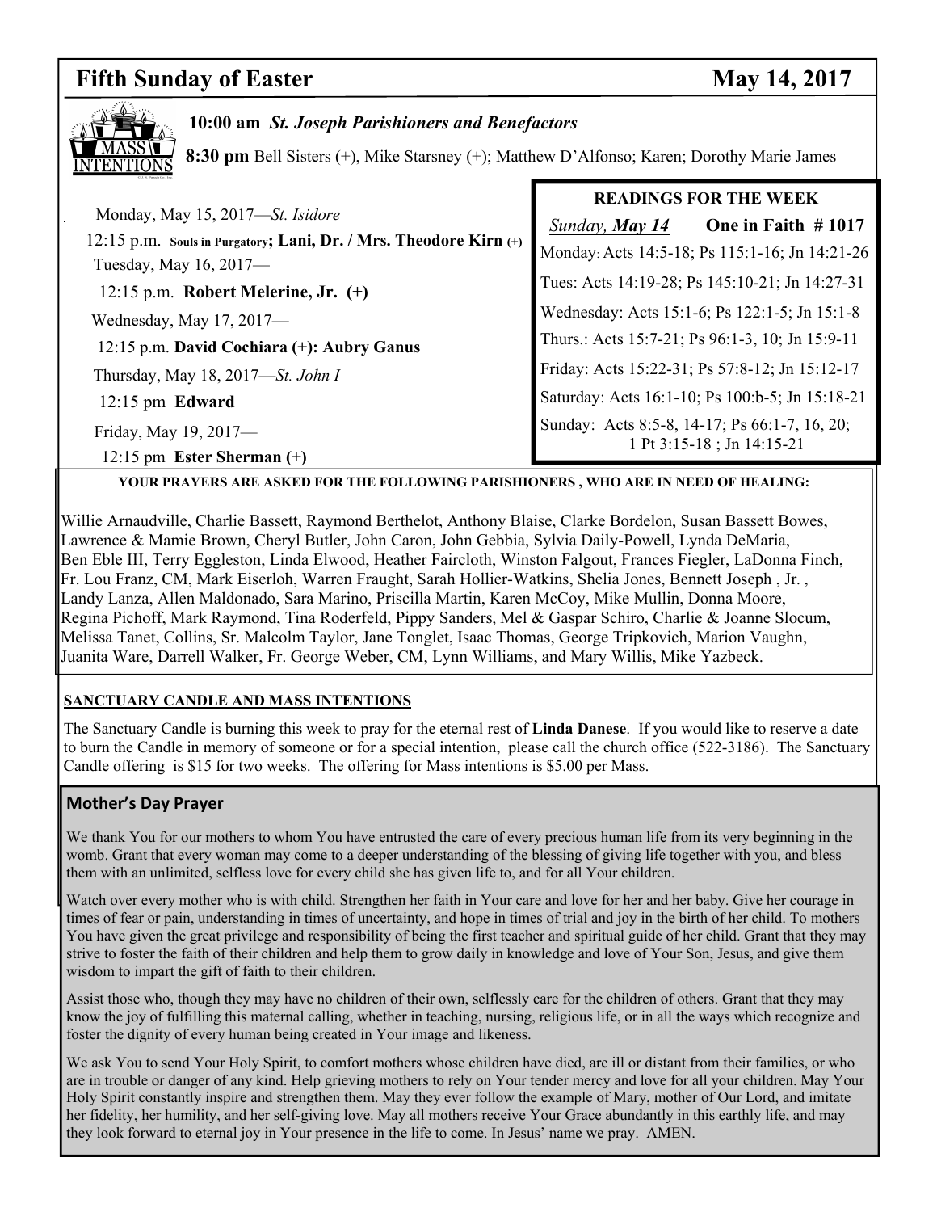## Fifth Sunday of Easter May 14, 2017

**MASS INTENTIONS**

**10:00 am** ***St. Joseph Parishioners and Benefactors***

**8:30 pm** Bell Sisters (+), Mike Starsney (+); Matthew D'Alfonso; Karen; Dorothy Marie James

Monday, May 15, 2017—*St. Isidore*

12:15 p.m. **Souls in Purgatory; Lani, Dr. / Mrs. Theodore Kirn (+)**

Tuesday, May 16, 2017—

12:15 p.m. **Robert Melerine, Jr. (+)**

Wednesday, May 17, 2017—

12:15 p.m. **David Cochiara (+): Aubry Ganus**

Thursday, May 18, 2017—*St. John I*

12:15 pm **Edward**

Friday, May 19, 2017—

12:15 pm **Ester Sherman (+)**

**READINGS FOR THE WEEK**

*Sunday, **May 14*** **One in Faith # 1017**

Monday: Acts 14:5-18; Ps 115:1-16; Jn 14:21-26

Tues: Acts 14:19-28; Ps 145:10-21; Jn 14:27-31

Wednesday: Acts 15:1-6; Ps 122:1-5; Jn 15:1-8

Thurs.: Acts 15:7-21; Ps 96:1-3, 10; Jn 15:9-11

Friday: Acts 15:22-31; Ps 57:8-12; Jn 15:12-17

Saturday: Acts 16:1-10; Ps 100:b-5; Jn 15:18-21

Sunday: Acts 8:5-8, 14-17; Ps 66:1-7, 16, 20; 1 Pt 3:15-18 ; Jn 14:15-21

**YOUR PRAYERS ARE ASKED FOR THE FOLLOWING PARISHIONERS , WHO ARE IN NEED OF HEALING:**

Willie Arnaudville, Charlie Bassett, Raymond Berthelot, Anthony Blaise, Clarke Bordelon, Susan Bassett Bowes, Lawrence & Mamie Brown, Cheryl Butler, John Caron, John Gebbia, Sylvia Daily-Powell, Lynda DeMaria, Ben Eble III, Terry Eggleston, Linda Elwood, Heather Faircloth, Winston Falgout, Frances Fiegler, LaDonna Finch, Fr. Lou Franz, CM, Mark Eiserloh, Warren Fraught, Sarah Hollier-Watkins, Shelia Jones, Bennett Joseph , Jr. , Landy Lanza, Allen Maldonado, Sara Marino, Priscilla Martin, Karen McCoy, Mike Mullin, Donna Moore, Regina Pichoff, Mark Raymond, Tina Roderfeld, Pippy Sanders, Mel & Gaspar Schiro, Charlie & Joanne Slocum, Melissa Tanet, Collins, Sr. Malcolm Taylor, Jane Tonglet, Isaac Thomas, George Tripkovich, Marion Vaughn, Juanita Ware, Darrell Walker, Fr. George Weber, CM, Lynn Williams, and Mary Willis, Mike Yazbeck.

**SANCTUARY CANDLE AND MASS INTENTIONS**

The Sanctuary Candle is burning this week to pray for the eternal rest of **Linda Danese**. If you would like to reserve a date to burn the Candle in memory of someone or for a special intention, please call the church office (522-3186). The Sanctuary Candle offering is $15 for two weeks. The offering for Mass intentions is $5.00 per Mass.

### Mother's Day Prayer

We thank You for our mothers to whom You have entrusted the care of every precious human life from its very beginning in the womb. Grant that every woman may come to a deeper understanding of the blessing of giving life together with you, and bless them with an unlimited, selfless love for every child she has given life to, and for all Your children.

Watch over every mother who is with child. Strengthen her faith in Your care and love for her and her baby. Give her courage in times of fear or pain, understanding in times of uncertainty, and hope in times of trial and joy in the birth of her child. To mothers You have given the great privilege and responsibility of being the first teacher and spiritual guide of her child. Grant that they may strive to foster the faith of their children and help them to grow daily in knowledge and love of Your Son, Jesus, and give them wisdom to impart the gift of faith to their children.

Assist those who, though they may have no children of their own, selflessly care for the children of others. Grant that they may know the joy of fulfilling this maternal calling, whether in teaching, nursing, religious life, or in all the ways which recognize and foster the dignity of every human being created in Your image and likeness.

We ask You to send Your Holy Spirit, to comfort mothers whose children have died, are ill or distant from their families, or who are in trouble or danger of any kind. Help grieving mothers to rely on Your tender mercy and love for all your children. May Your Holy Spirit constantly inspire and strengthen them. May they ever follow the example of Mary, mother of Our Lord, and imitate her fidelity, her humility, and her self-giving love. May all mothers receive Your Grace abundantly in this earthly life, and may they look forward to eternal joy in Your presence in the life to come. In Jesus' name we pray. AMEN.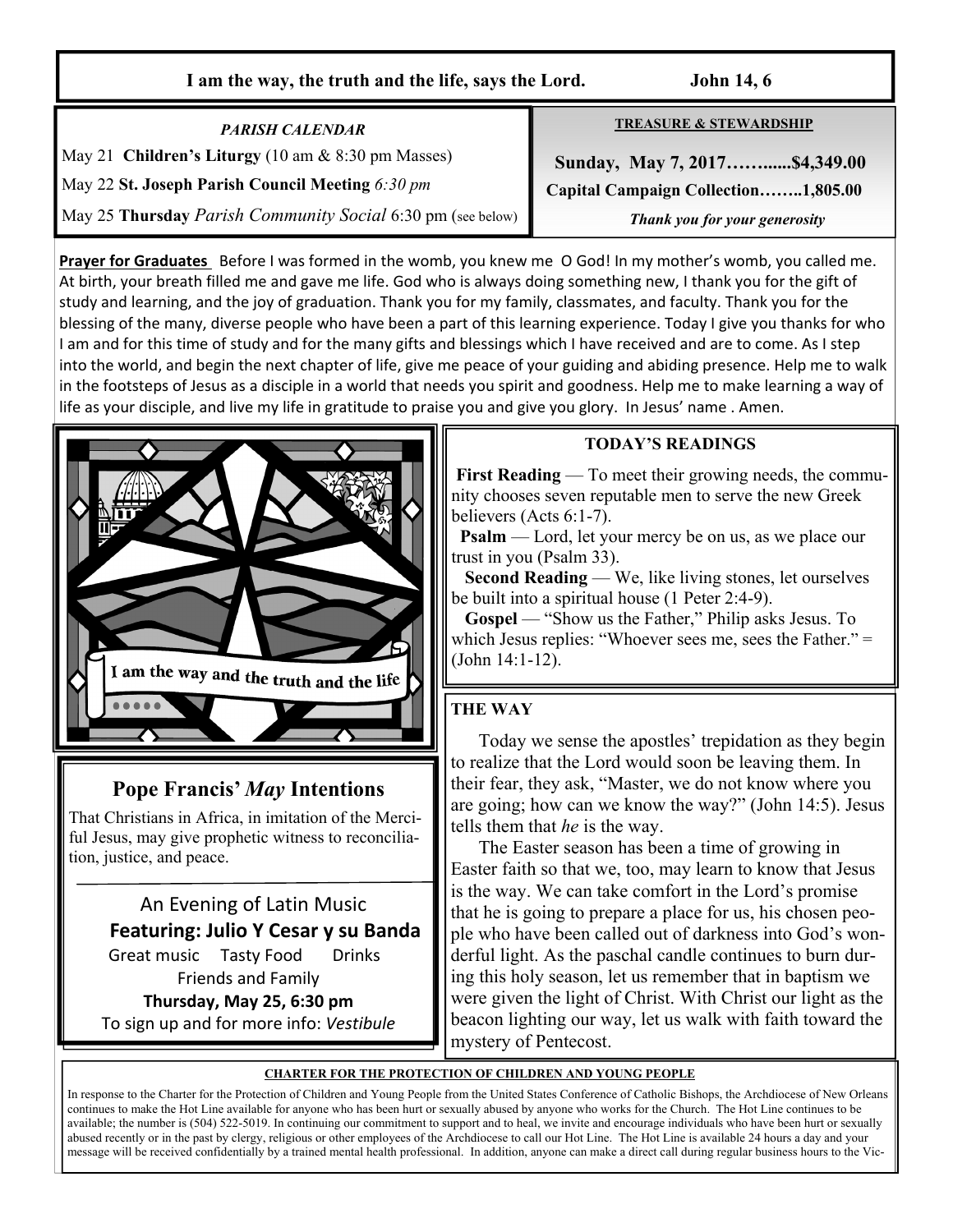**I am the way, the truth and the life, says the Lord. John 14, 6**

*PARISH CALENDAR*

May 21 **Children's Liturgy** (10 am & 8:30 pm Masses)

May 22 **St. Joseph Parish Council Meeting** *6:30 pm*

May 25 **Thursday** *Parish Community Social* 6:30 pm (see below)

**TREASURE & STEWARDSHIP**

**Sunday, May 7, 2017……......$4,349.00**

**Capital Campaign Collection……..1,805.00**

***Thank you for your generosity***

**Prayer for Graduates** Before I was formed in the womb, you knew me O God! In my mother's womb, you called me. At birth, your breath filled me and gave me life. God who is always doing something new, I thank you for the gift of study and learning, and the joy of graduation. Thank you for my family, classmates, and faculty. Thank you for the blessing of the many, diverse people who have been a part of this learning experience. Today I give you thanks for who I am and for this time of study and for the many gifts and blessings which I have received and are to come. As I step into the world, and begin the next chapter of life, give me peace of your guiding and abiding presence. Help me to walk in the footsteps of Jesus as a disciple in a world that needs you spirit and goodness. Help me to make learning a way of life as your disciple, and live my life in gratitude to praise you and give you glory. In Jesus' name . Amen.

I am the way and the truth and the life

## Pope Francis' *May* Intentions

That Christians in Africa, in imitation of the Merciful Jesus, may give prophetic witness to reconciliation, justice, and peace.

An Evening of Latin Music

**Featuring: Julio Y Cesar y su Banda**

Great music Tasty Food Drinks

Friends and Family

**Thursday, May 25, 6:30 pm**

To sign up and for more info: *Vestibule*

**TODAY'S READINGS**

**First Reading** — To meet their growing needs, the community chooses seven reputable men to serve the new Greek believers (Acts 6:1-7).

**Psalm** — Lord, let your mercy be on us, as we place our trust in you (Psalm 33).

**Second Reading** — We, like living stones, let ourselves be built into a spiritual house (1 Peter 2:4-9).

**Gospel** — "Show us the Father," Philip asks Jesus. To which Jesus replies: "Whoever sees me, sees the Father." = (John 14:1-12).

**THE WAY**

Today we sense the apostles' trepidation as they begin to realize that the Lord would soon be leaving them. In their fear, they ask, "Master, we do not know where you are going; how can we know the way?" (John 14:5). Jesus tells them that *he* is the way.

The Easter season has been a time of growing in Easter faith so that we, too, may learn to know that Jesus is the way. We can take comfort in the Lord's promise that he is going to prepare a place for us, his chosen people who have been called out of darkness into God's wonderful light. As the paschal candle continues to burn during this holy season, let us remember that in baptism we were given the light of Christ. With Christ our light as the beacon lighting our way, let us walk with faith toward the mystery of Pentecost.

**CHARTER FOR THE PROTECTION OF CHILDREN AND YOUNG PEOPLE**

In response to the Charter for the Protection of Children and Young People from the United States Conference of Catholic Bishops, the Archdiocese of New Orleans continues to make the Hot Line available for anyone who has been hurt or sexually abused by anyone who works for the Church. The Hot Line continues to be available; the number is (504) 522-5019. In continuing our commitment to support and to heal, we invite and encourage individuals who have been hurt or sexually abused recently or in the past by clergy, religious or other employees of the Archdiocese to call our Hot Line. The Hot Line is available 24 hours a day and your message will be received confidentially by a trained mental health professional. In addition, anyone can make a direct call during regular business hours to the Vic-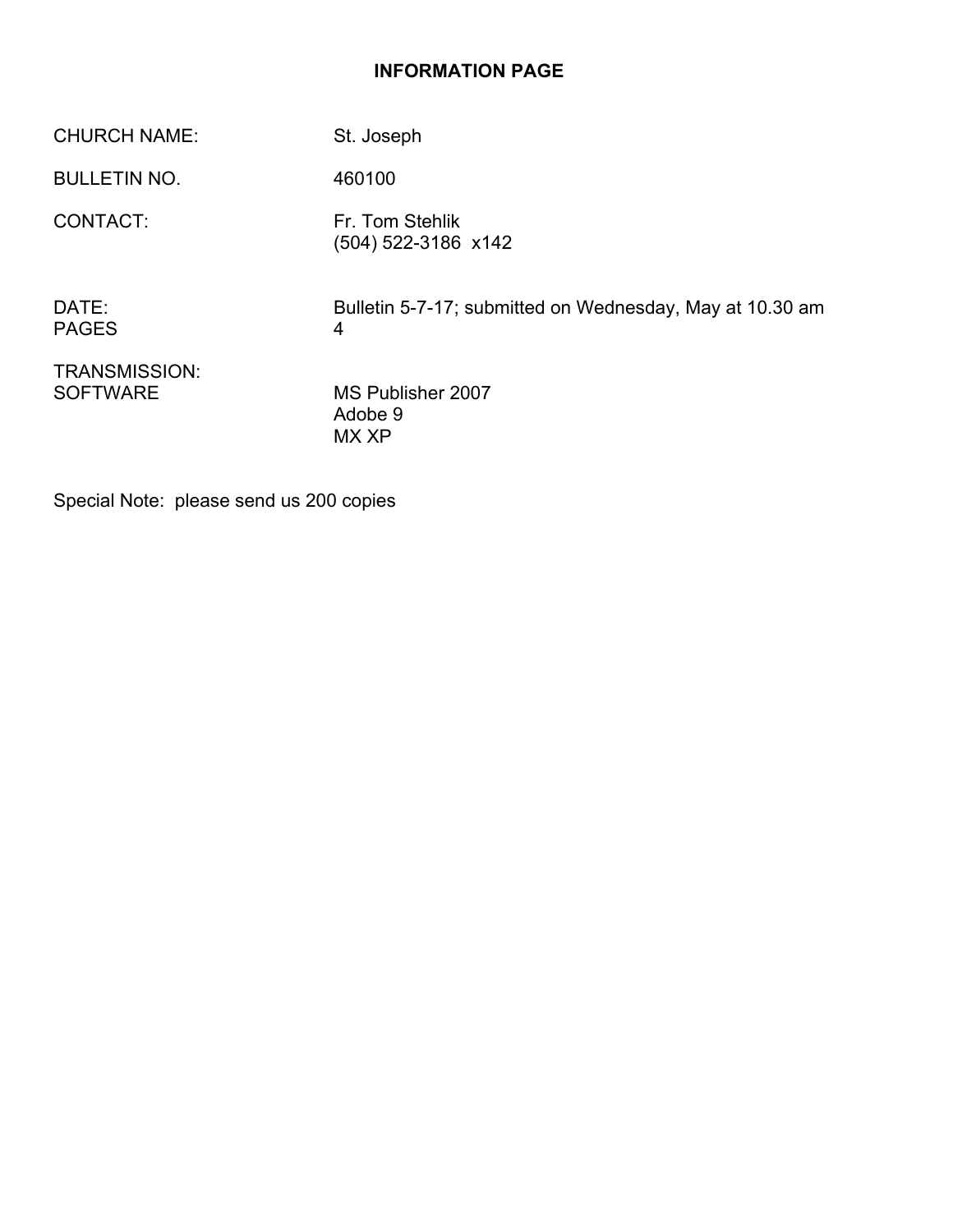# INFORMATION PAGE

| | |
|---|---|
| CHURCH NAME: | St. Joseph |
| BULLETIN NO. | 460100 |
| CONTACT: | Fr. Tom Stehlik<br>(504) 522-3186 x142 |
| DATE:<br>PAGES | Bulletin 5-7-17; submitted on Wednesday, May at 10.30 am<br>4 |
| TRANSMISSION:<br>SOFTWARE | <br>MS Publisher 2007<br>Adobe 9<br>MX XP |

Special Note: please send us 200 copies